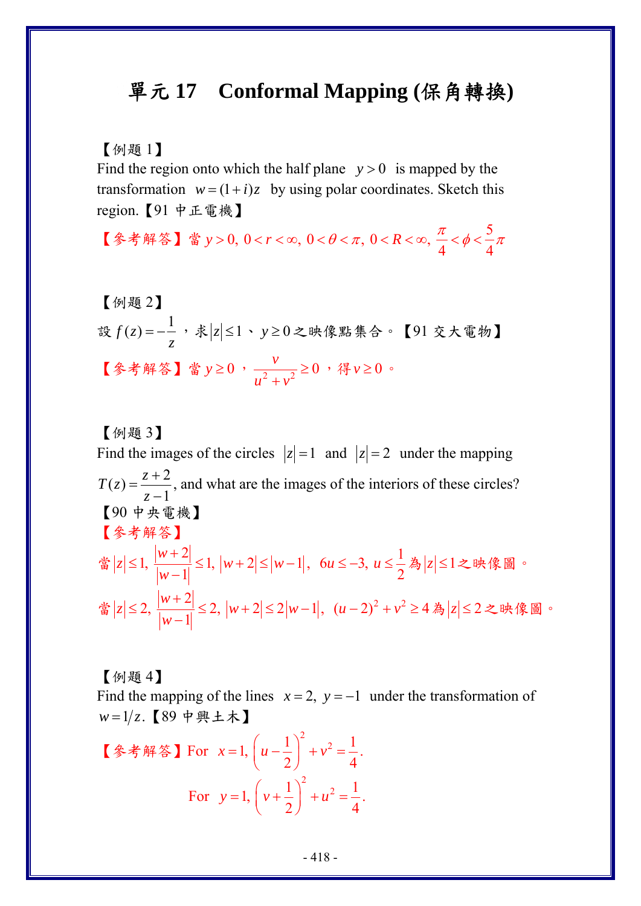# 單元 17　Conformal Mapping (保角轉換)

【例題 1】

Find the region onto which the half plane $y>0$ is mapped by the transformation $w=(1+i)z$ by using polar coordinates. Sketch this region.【91 中正電機】

【參考解答】當 $y>0,\ 0<r<\infty,\ 0<\theta<\pi,\ 0<R<\infty,\ \dfrac{\pi}{4}<\phi<\dfrac{5}{4}\pi$

【例題 2】

設 $f(z)=-\dfrac{1}{z}$，求 $|z|\leq 1$、$y\geq 0$ 之映像點集合。【91 交大電物】

【參考解答】當 $y\geq 0$，$\dfrac{v}{u^2+v^2}\geq 0$，得 $v\geq 0$。

【例題 3】

Find the images of the circles $|z|=1$ and $|z|=2$ under the mapping $T(z)=\dfrac{z+2}{z-1}$, and what are the images of the interiors of these circles?

【90 中央電機】

【參考解答】

當 $|z|\leq 1,\ \dfrac{|w+2|}{|w-1|}\leq 1,\ |w+2|\leq|w-1|,\ \ 6u\leq -3,\ u\leq\dfrac{1}{2}$ 為 $|z|\leq 1$ 之映像圖。

當 $|z|\leq 2,\ \dfrac{|w+2|}{|w-1|}\leq 2,\ |w+2|\leq 2|w-1|,\ \ (u-2)^2+v^2\geq 4$ 為 $|z|\leq 2$ 之映像圖。

【例題 4】

Find the mapping of the lines $x=2,\ y=-1$ under the transformation of $w=1/z$.【89 中興土木】

【參考解答】For $x=1,\ \left(u-\dfrac{1}{2}\right)^2+v^2=\dfrac{1}{4}.$

For $y=1,\ \left(v+\dfrac{1}{2}\right)^2+u^2=\dfrac{1}{4}.$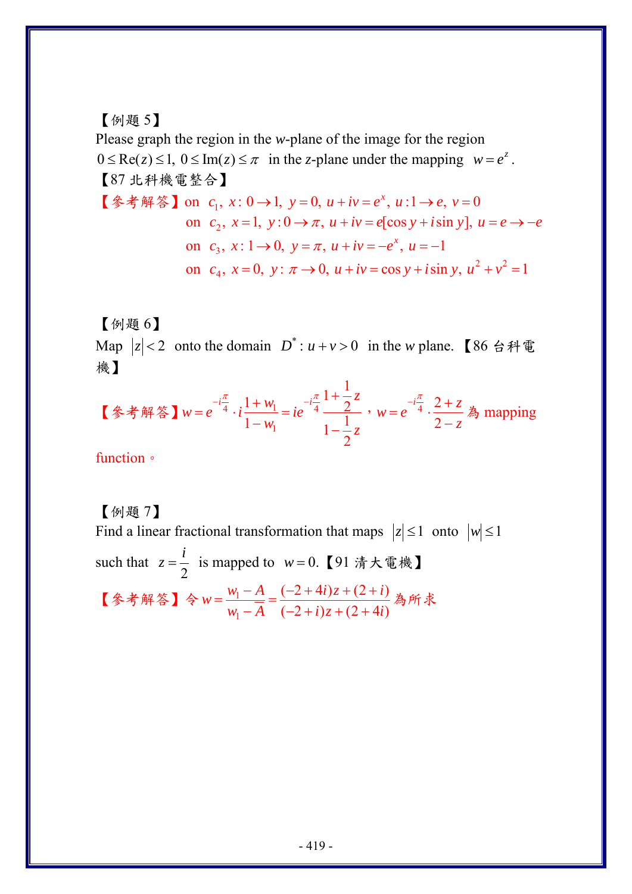【例題 5】

Please graph the region in the $w$-plane of the image for the region $0 \le \mathrm{Re}(z) \le 1,\ 0 \le \mathrm{Im}(z) \le \pi$ in the $z$-plane under the mapping $w = e^z$.

【87 北科機電整合】

【參考解答】on $c_1,\ x: 0 \to 1,\ y = 0,\ u + iv = e^x,\ u: 1 \to e,\ v = 0$

on $c_2,\ x = 1,\ y: 0 \to \pi,\ u + iv = e[\cos y + i \sin y],\ u = e \to -e$

on $c_3,\ x: 1 \to 0,\ y = \pi,\ u + iv = -e^x,\ u = -1$

on $c_4,\ x = 0,\ y: \pi \to 0,\ u + iv = \cos y + i \sin y,\ u^2 + v^2 = 1$

【例題 6】

Map $|z| < 2$ onto the domain $D^*: u + v > 0$ in the $w$ plane.【86 台科電機】

【參考解答】$w = e^{-i\frac{\pi}{4}} \cdot i \dfrac{1 + w_1}{1 - w_1} = ie^{-i\frac{\pi}{4}} \dfrac{1 + \frac{1}{2}z}{1 - \frac{1}{2}z}$，$w = e^{-i\frac{\pi}{4}} \cdot \dfrac{2 + z}{2 - z}$ 為 mapping function。

【例題 7】

Find a linear fractional transformation that maps $|z| \le 1$ onto $|w| \le 1$ such that $z = \dfrac{i}{2}$ is mapped to $w = 0$.【91 清大電機】

【參考解答】令 $w = \dfrac{w_1 - A}{w_1 - \overline{A}} = \dfrac{(-2 + 4i)z + (2 + i)}{(-2 + i)z + (2 + 4i)}$ 為所求